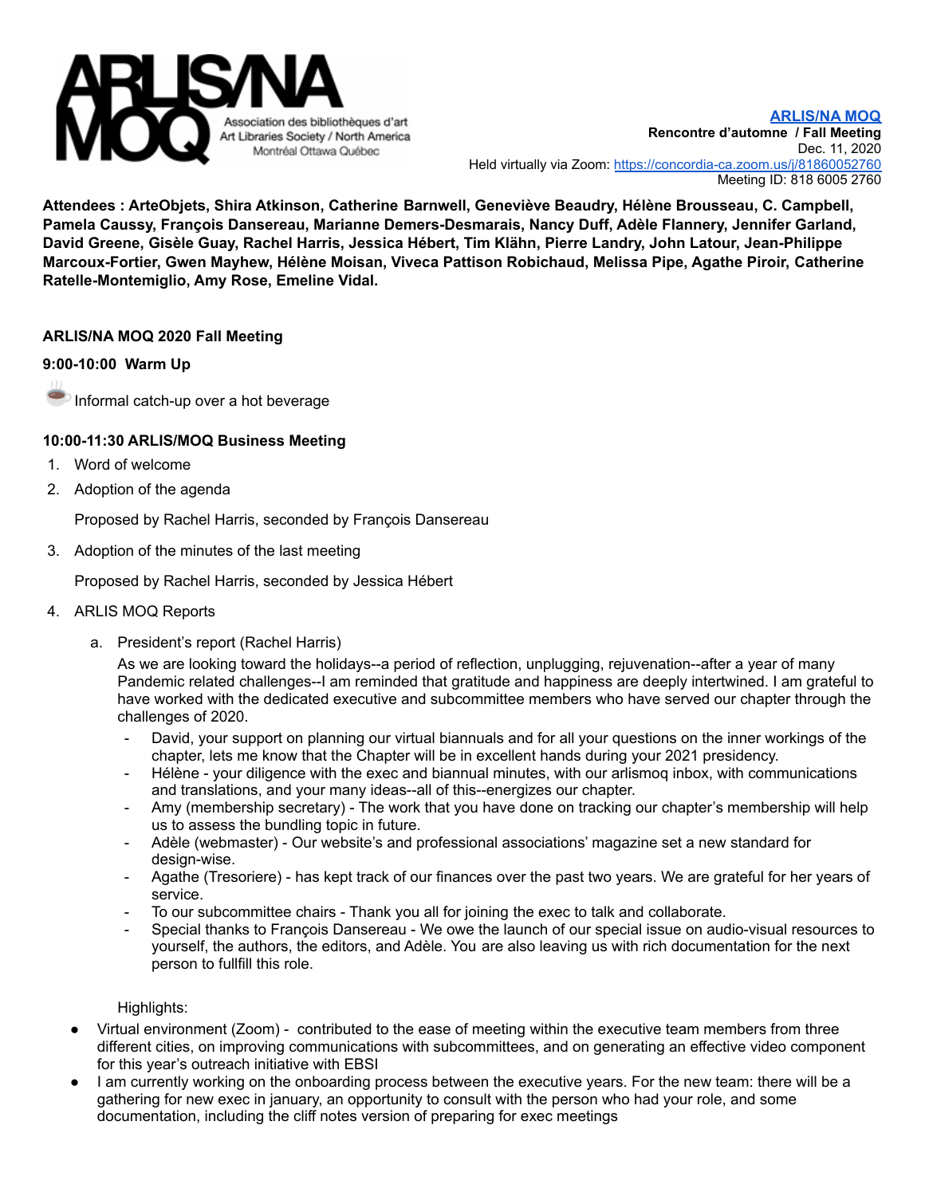ARLIS/NA MOQ
Association des bibliothèques d'art
Art Libraries Society / North America
Montréal Ottawa Québec

**ARLIS/NA MOQ**
**Rencontre d'automne / Fall Meeting**
Dec. 11, 2020
Held virtually via Zoom: https://concordia-ca.zoom.us/j/81860052760
Meeting ID: 818 6005 2760

**Attendees : ArteObjets, Shira Atkinson, Catherine Barnwell, Geneviève Beaudry, Hélène Brousseau, C. Campbell, Pamela Caussy, François Dansereau, Marianne Demers-Desmarais, Nancy Duff, Adèle Flannery, Jennifer Garland, David Greene, Gisèle Guay, Rachel Harris, Jessica Hébert, Tim Klähn, Pierre Landry, John Latour, Jean-Philippe Marcoux-Fortier, Gwen Mayhew, Hélène Moisan, Viveca Pattison Robichaud, Melissa Pipe, Agathe Piroir, Catherine Ratelle-Montemiglio, Amy Rose, Emeline Vidal.**

**ARLIS/NA MOQ 2020 Fall Meeting**

**9:00-10:00 Warm Up**

☕ Informal catch-up over a hot beverage

**10:00-11:30 ARLIS/MOQ Business Meeting**

1. Word of welcome
2. Adoption of the agenda

   Proposed by Rachel Harris, seconded by François Dansereau

3. Adoption of the minutes of the last meeting

   Proposed by Rachel Harris, seconded by Jessica Hébert

4. ARLIS MOQ Reports

   a. President's report (Rachel Harris)

      As we are looking toward the holidays--a period of reflection, unplugging, rejuvenation--after a year of many Pandemic related challenges--I am reminded that gratitude and happiness are deeply intertwined. I am grateful to have worked with the dedicated executive and subcommittee members who have served our chapter through the challenges of 2020.

      - David, your support on planning our virtual biannuals and for all your questions on the inner workings of the chapter, lets me know that the Chapter will be in excellent hands during your 2021 presidency.
      - Hélène - your diligence with the exec and biannual minutes, with our arlismoq inbox, with communications and translations, and your many ideas--all of this--energizes our chapter.
      - Amy (membership secretary) - The work that you have done on tracking our chapter's membership will help us to assess the bundling topic in future.
      - Adèle (webmaster) - Our website's and professional associations' magazine set a new standard for design-wise.
      - Agathe (Tresoriere) - has kept track of our finances over the past two years. We are grateful for her years of service.
      - To our subcommittee chairs - Thank you all for joining the exec to talk and collaborate.
      - Special thanks to François Dansereau - We owe the launch of our special issue on audio-visual resources to yourself, the authors, the editors, and Adèle. You are also leaving us with rich documentation for the next person to fullfill this role.

      Highlights:

- Virtual environment (Zoom) - contributed to the ease of meeting within the executive team members from three different cities, on improving communications with subcommittees, and on generating an effective video component for this year's outreach initiative with EBSI
- I am currently working on the onboarding process between the executive years. For the new team: there will be a gathering for new exec in january, an opportunity to consult with the person who had your role, and some documentation, including the cliff notes version of preparing for exec meetings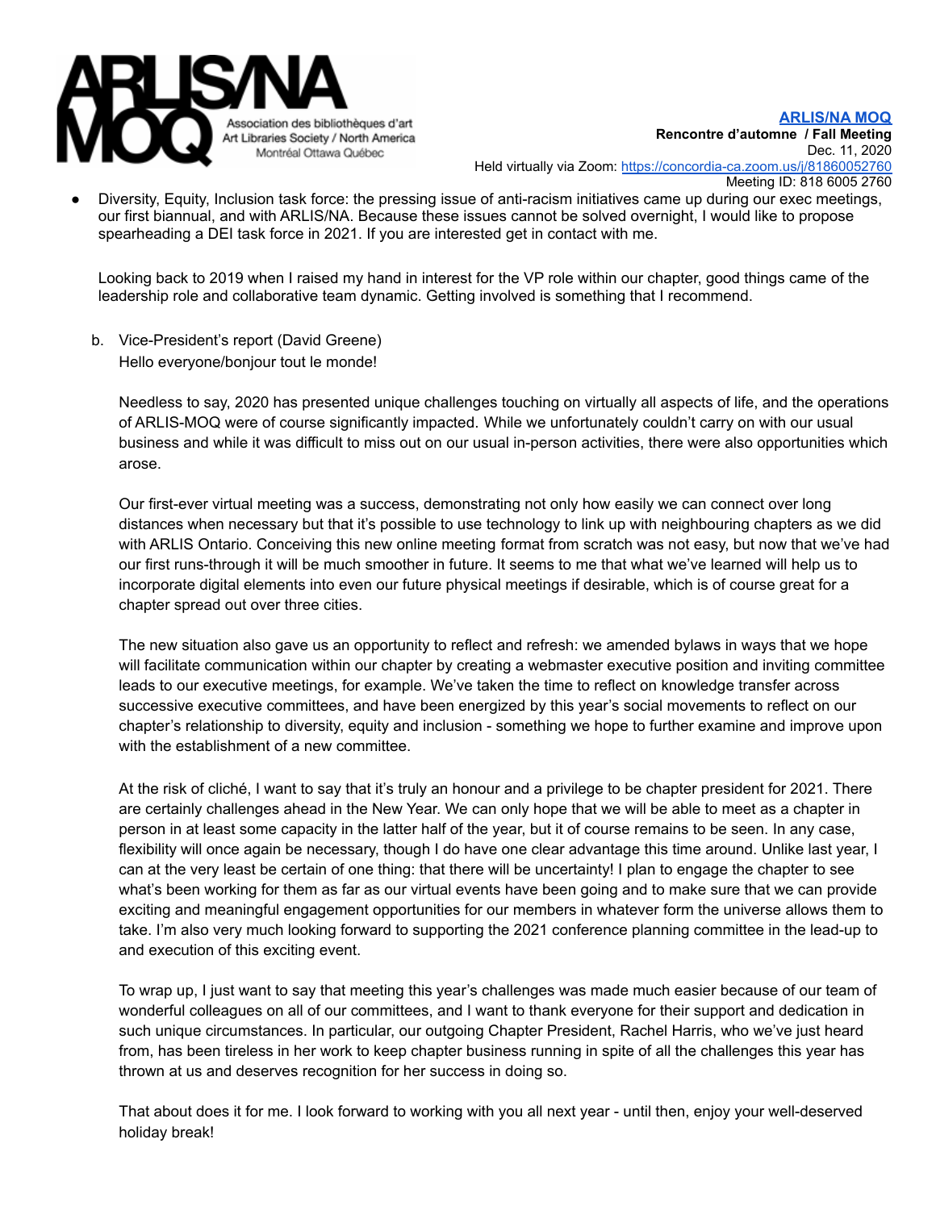- Diversity, Equity, Inclusion task force: the pressing issue of anti-racism initiatives came up during our exec meetings, our first biannual, and with ARLIS/NA. Because these issues cannot be solved overnight, I would like to propose spearheading a DEI task force in 2021. If you are interested get in contact with me.

Looking back to 2019 when I raised my hand in interest for the VP role within our chapter, good things came of the leadership role and collaborative team dynamic. Getting involved is something that I recommend.

b. Vice-President's report (David Greene)

Hello everyone/bonjour tout le monde!

Needless to say, 2020 has presented unique challenges touching on virtually all aspects of life, and the operations of ARLIS-MOQ were of course significantly impacted. While we unfortunately couldn't carry on with our usual business and while it was difficult to miss out on our usual in-person activities, there were also opportunities which arose.

Our first-ever virtual meeting was a success, demonstrating not only how easily we can connect over long distances when necessary but that it's possible to use technology to link up with neighbouring chapters as we did with ARLIS Ontario. Conceiving this new online meeting format from scratch was not easy, but now that we've had our first runs-through it will be much smoother in future. It seems to me that what we've learned will help us to incorporate digital elements into even our future physical meetings if desirable, which is of course great for a chapter spread out over three cities.

The new situation also gave us an opportunity to reflect and refresh: we amended bylaws in ways that we hope will facilitate communication within our chapter by creating a webmaster executive position and inviting committee leads to our executive meetings, for example. We've taken the time to reflect on knowledge transfer across successive executive committees, and have been energized by this year's social movements to reflect on our chapter's relationship to diversity, equity and inclusion - something we hope to further examine and improve upon with the establishment of a new committee.

At the risk of cliché, I want to say that it's truly an honour and a privilege to be chapter president for 2021. There are certainly challenges ahead in the New Year. We can only hope that we will be able to meet as a chapter in person in at least some capacity in the latter half of the year, but it of course remains to be seen. In any case, flexibility will once again be necessary, though I do have one clear advantage this time around. Unlike last year, I can at the very least be certain of one thing: that there will be uncertainty! I plan to engage the chapter to see what's been working for them as far as our virtual events have been going and to make sure that we can provide exciting and meaningful engagement opportunities for our members in whatever form the universe allows them to take. I'm also very much looking forward to supporting the 2021 conference planning committee in the lead-up to and execution of this exciting event.

To wrap up, I just want to say that meeting this year's challenges was made much easier because of our team of wonderful colleagues on all of our committees, and I want to thank everyone for their support and dedication in such unique circumstances. In particular, our outgoing Chapter President, Rachel Harris, who we've just heard from, has been tireless in her work to keep chapter business running in spite of all the challenges this year has thrown at us and deserves recognition for her success in doing so.

That about does it for me. I look forward to working with you all next year - until then, enjoy your well-deserved holiday break!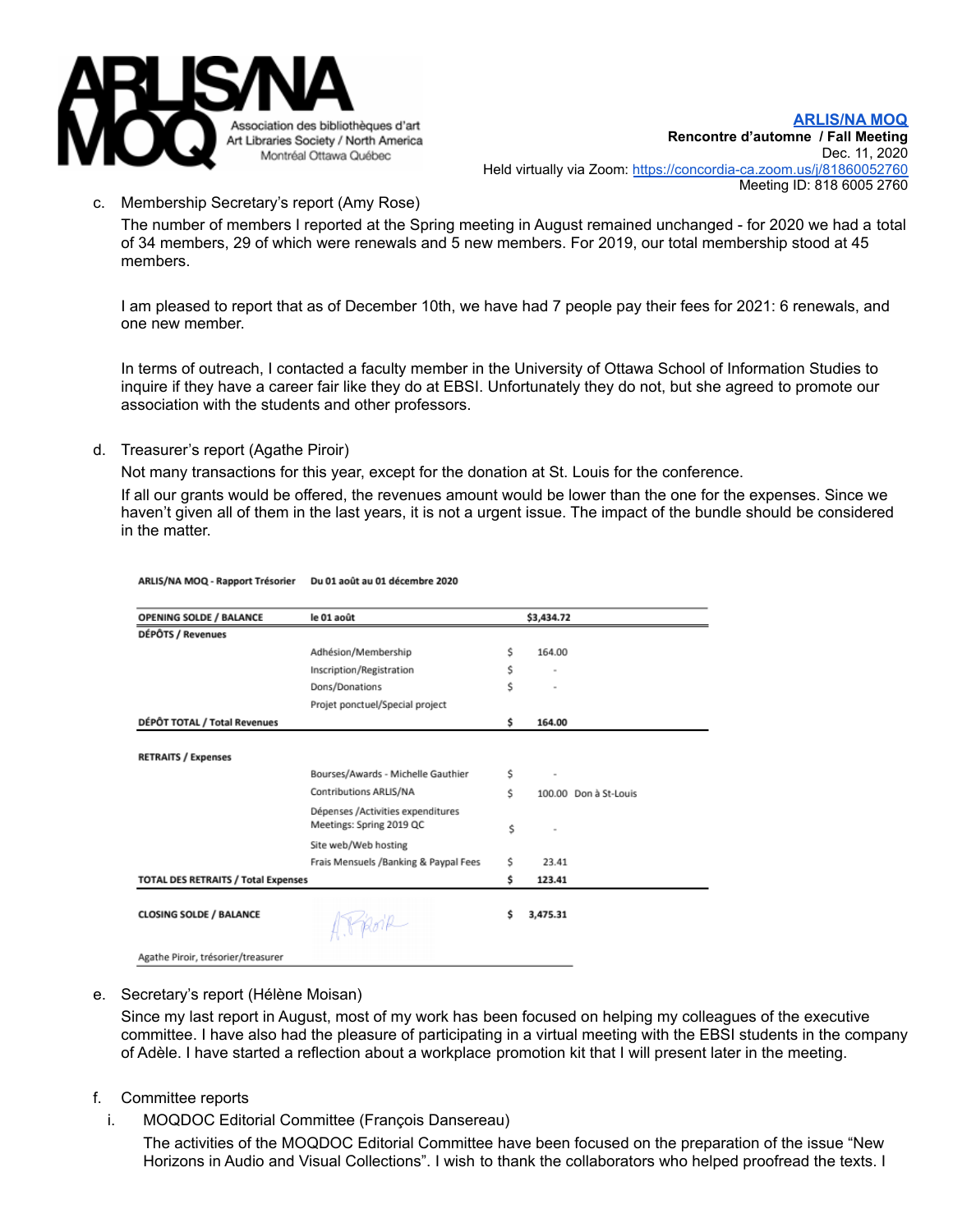c. Membership Secretary's report (Amy Rose)

The number of members I reported at the Spring meeting in August remained unchanged - for 2020 we had a total of 34 members, 29 of which were renewals and 5 new members. For 2019, our total membership stood at 45 members.

I am pleased to report that as of December 10th, we have had 7 people pay their fees for 2021: 6 renewals, and one new member.

In terms of outreach, I contacted a faculty member in the University of Ottawa School of Information Studies to inquire if they have a career fair like they do at EBSI. Unfortunately they do not, but she agreed to promote our association with the students and other professors.

d. Treasurer's report (Agathe Piroir)

Not many transactions for this year, except for the donation at St. Louis for the conference.

If all our grants would be offered, the revenues amount would be lower than the one for the expenses. Since we haven't given all of them in the last years, it is not a urgent issue. The impact of the bundle should be considered in the matter.

**ARLIS/NA MOQ - Rapport Trésorier** **Du 01 août au 01 décembre 2020**

| | | | | |
|---|---|---|---|---|
| **OPENING SOLDE / BALANCE** | **le 01 août** | | **$3,434.72** | |
| **DÉPÔTS / Revenues** | | | | |
| | Adhésion/Membership | $ | 164.00 | |
| | Inscription/Registration | $ | - | |
| | Dons/Donations | $ | - | |
| | Projet ponctuel/Special project | | | |
| **DÉPÔT TOTAL / Total Revenues** | | **$** | **164.00** | |
| **RETRAITS / Expenses** | | | | |
| | Bourses/Awards - Michelle Gauthier | $ | - | |
| | Contributions ARLIS/NA | $ | 100.00 | Don à St-Louis |
| | Dépenses /Activities expenditures Meetings: Spring 2019 QC | $ | - | |
| | Site web/Web hosting | | | |
| | Frais Mensuels /Banking & Paypal Fees | $ | 23.41 | |
| **TOTAL DES RETRAITS / Total Expenses** | | **$** | **123.41** | |
| **CLOSING SOLDE / BALANCE** | | **$** | **3,475.31** | |

Agathe Piroir, trésorier/treasurer

e. Secretary's report (Hélène Moisan)

Since my last report in August, most of my work has been focused on helping my colleagues of the executive committee. I have also had the pleasure of participating in a virtual meeting with the EBSI students in the company of Adèle. I have started a reflection about a workplace promotion kit that I will present later in the meeting.

f. Committee reports

i. MOQDOC Editorial Committee (François Dansereau)

The activities of the MOQDOC Editorial Committee have been focused on the preparation of the issue "New Horizons in Audio and Visual Collections". I wish to thank the collaborators who helped proofread the texts. I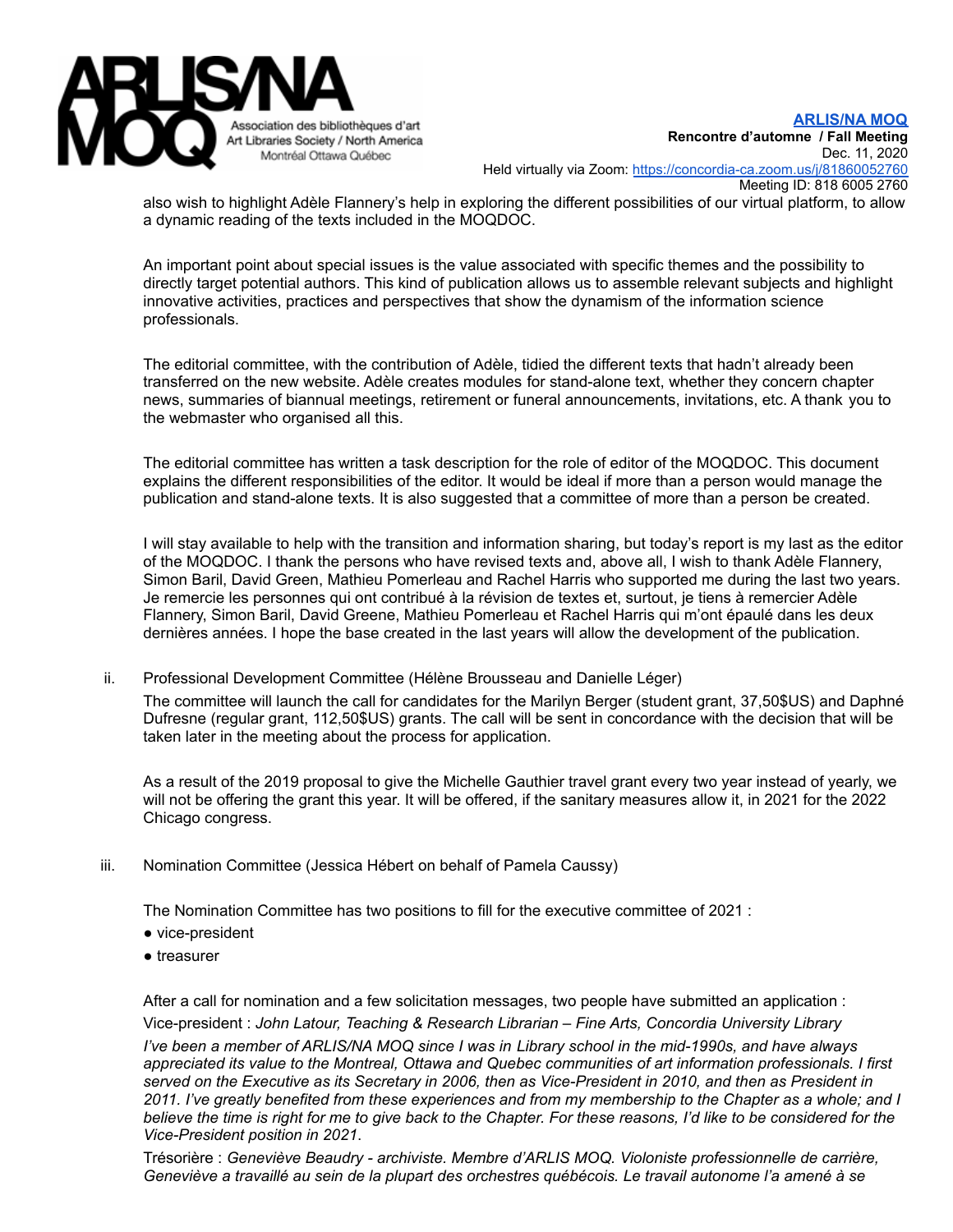also wish to highlight Adèle Flannery's help in exploring the different possibilities of our virtual platform, to allow a dynamic reading of the texts included in the MOQDOC.

An important point about special issues is the value associated with specific themes and the possibility to directly target potential authors. This kind of publication allows us to assemble relevant subjects and highlight innovative activities, practices and perspectives that show the dynamism of the information science professionals.

The editorial committee, with the contribution of Adèle, tidied the different texts that hadn't already been transferred on the new website. Adèle creates modules for stand-alone text, whether they concern chapter news, summaries of biannual meetings, retirement or funeral announcements, invitations, etc. A thank you to the webmaster who organised all this.

The editorial committee has written a task description for the role of editor of the MOQDOC. This document explains the different responsibilities of the editor. It would be ideal if more than a person would manage the publication and stand-alone texts. It is also suggested that a committee of more than a person be created.

I will stay available to help with the transition and information sharing, but today's report is my last as the editor of the MOQDOC. I thank the persons who have revised texts and, above all, I wish to thank Adèle Flannery, Simon Baril, David Green, Mathieu Pomerleau and Rachel Harris who supported me during the last two years. Je remercie les personnes qui ont contribué à la révision de textes et, surtout, je tiens à remercier Adèle Flannery, Simon Baril, David Greene, Mathieu Pomerleau et Rachel Harris qui m'ont épaulé dans les deux dernières années. I hope the base created in the last years will allow the development of the publication.

ii. Professional Development Committee (Hélène Brousseau and Danielle Léger)

The committee will launch the call for candidates for the Marilyn Berger (student grant, 37,50$US) and Daphné Dufresne (regular grant, 112,50$US) grants. The call will be sent in concordance with the decision that will be taken later in the meeting about the process for application.

As a result of the 2019 proposal to give the Michelle Gauthier travel grant every two year instead of yearly, we will not be offering the grant this year. It will be offered, if the sanitary measures allow it, in 2021 for the 2022 Chicago congress.

iii. Nomination Committee (Jessica Hébert on behalf of Pamela Caussy)

The Nomination Committee has two positions to fill for the executive committee of 2021 :

- vice-president
- treasurer

After a call for nomination and a few solicitation messages, two people have submitted an application :

Vice-president : *John Latour, Teaching & Research Librarian – Fine Arts, Concordia University Library*

*I've been a member of ARLIS/NA MOQ since I was in Library school in the mid-1990s, and have always appreciated its value to the Montreal, Ottawa and Quebec communities of art information professionals. I first served on the Executive as its Secretary in 2006, then as Vice-President in 2010, and then as President in 2011. I've greatly benefited from these experiences and from my membership to the Chapter as a whole; and I believe the time is right for me to give back to the Chapter. For these reasons, I'd like to be considered for the Vice-President position in 2021.*

Trésorière : *Geneviève Beaudry - archiviste. Membre d'ARLIS MOQ. Violoniste professionnelle de carrière, Geneviève a travaillé au sein de la plupart des orchestres québécois. Le travail autonome l'a amené à se*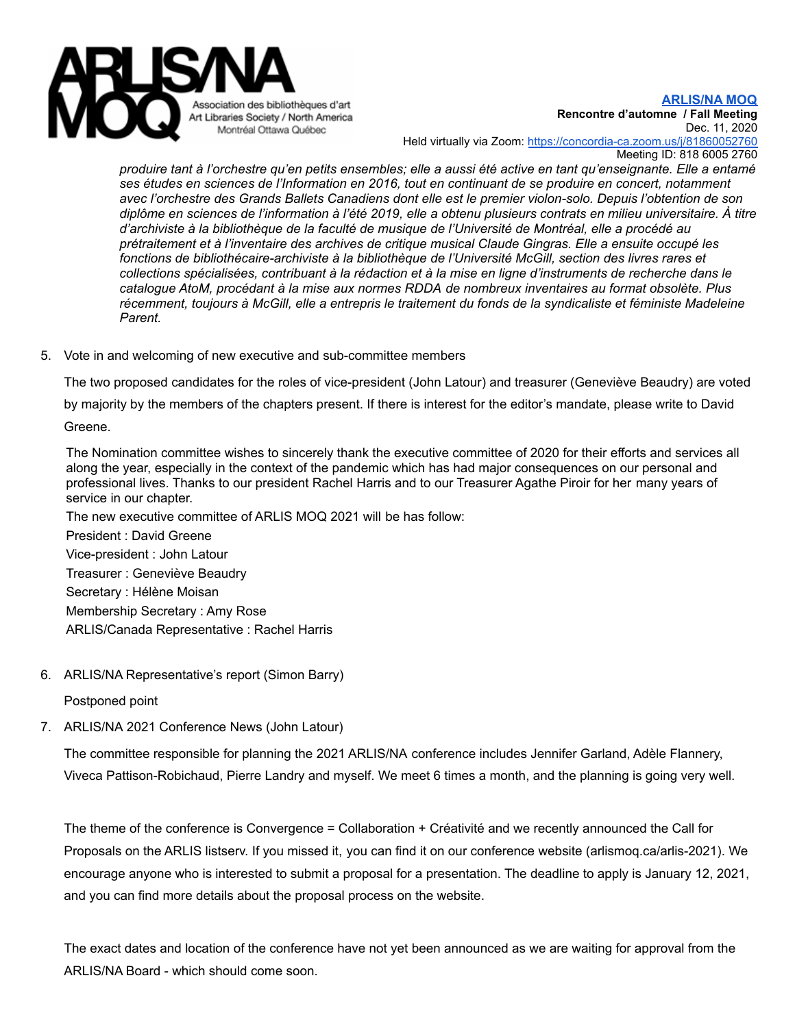*produire tant à l'orchestre qu'en petits ensembles; elle a aussi été active en tant qu'enseignante. Elle a entamé ses études en sciences de l'Information en 2016, tout en continuant de se produire en concert, notamment avec l'orchestre des Grands Ballets Canadiens dont elle est le premier violon-solo. Depuis l'obtention de son diplôme en sciences de l'information à l'été 2019, elle a obtenu plusieurs contrats en milieu universitaire. À titre d'archiviste à la bibliothèque de la faculté de musique de l'Université de Montréal, elle a procédé au prétraitement et à l'inventaire des archives de critique musical Claude Gingras. Elle a ensuite occupé les fonctions de bibliothécaire-archiviste à la bibliothèque de l'Université McGill, section des livres rares et collections spécialisées, contribuant à la rédaction et à la mise en ligne d'instruments de recherche dans le catalogue AtoM, procédant à la mise aux normes RDDA de nombreux inventaires au format obsolète. Plus récemment, toujours à McGill, elle a entrepris le traitement du fonds de la syndicaliste et féministe Madeleine Parent.*

5. Vote in and welcoming of new executive and sub-committee members

   The two proposed candidates for the roles of vice-president (John Latour) and treasurer (Geneviève Beaudry) are voted by majority by the members of the chapters present. If there is interest for the editor's mandate, please write to David Greene.

   The Nomination committee wishes to sincerely thank the executive committee of 2020 for their efforts and services all along the year, especially in the context of the pandemic which has had major consequences on our personal and professional lives. Thanks to our president Rachel Harris and to our Treasurer Agathe Piroir for her many years of service in our chapter.

   The new executive committee of ARLIS MOQ 2021 will be has follow:

   President : David Greene
   Vice-president : John Latour
   Treasurer : Geneviève Beaudry
   Secretary : Hélène Moisan
   Membership Secretary : Amy Rose
   ARLIS/Canada Representative : Rachel Harris

6. ARLIS/NA Representative's report (Simon Barry)

   Postponed point

7. ARLIS/NA 2021 Conference News (John Latour)

   The committee responsible for planning the 2021 ARLIS/NA conference includes Jennifer Garland, Adèle Flannery, Viveca Pattison-Robichaud, Pierre Landry and myself. We meet 6 times a month, and the planning is going very well.

   The theme of the conference is Convergence = Collaboration + Créativité and we recently announced the Call for Proposals on the ARLIS listserv. If you missed it, you can find it on our conference website (arlismoq.ca/arlis-2021). We encourage anyone who is interested to submit a proposal for a presentation. The deadline to apply is January 12, 2021, and you can find more details about the proposal process on the website.

   The exact dates and location of the conference have not yet been announced as we are waiting for approval from the ARLIS/NA Board - which should come soon.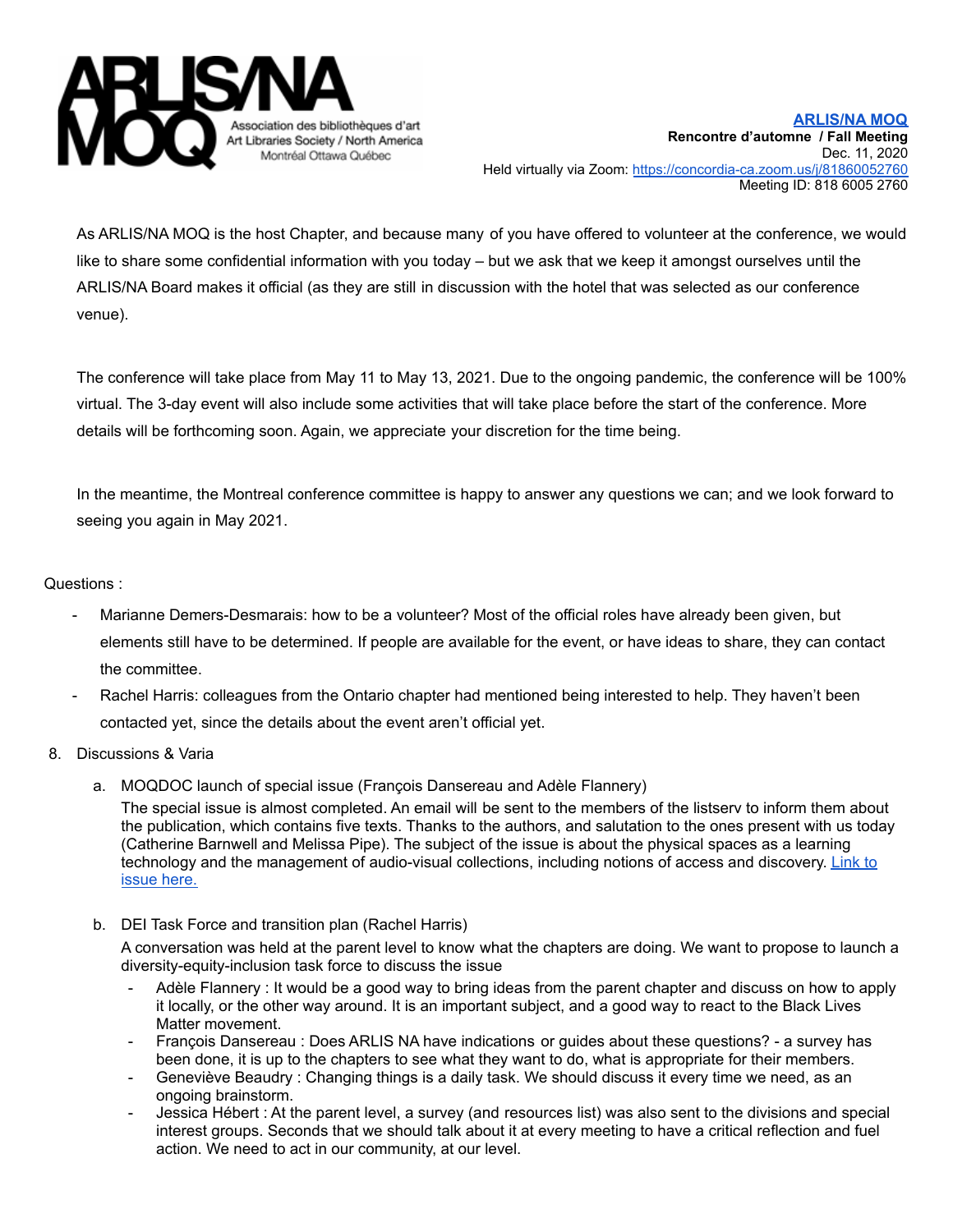As ARLIS/NA MOQ is the host Chapter, and because many of you have offered to volunteer at the conference, we would like to share some confidential information with you today – but we ask that we keep it amongst ourselves until the ARLIS/NA Board makes it official (as they are still in discussion with the hotel that was selected as our conference venue).

The conference will take place from May 11 to May 13, 2021. Due to the ongoing pandemic, the conference will be 100% virtual. The 3-day event will also include some activities that will take place before the start of the conference. More details will be forthcoming soon. Again, we appreciate your discretion for the time being.

In the meantime, the Montreal conference committee is happy to answer any questions we can; and we look forward to seeing you again in May 2021.

Questions :

- Marianne Demers-Desmarais: how to be a volunteer? Most of the official roles have already been given, but elements still have to be determined. If people are available for the event, or have ideas to share, they can contact the committee.
- Rachel Harris: colleagues from the Ontario chapter had mentioned being interested to help. They haven't been contacted yet, since the details about the event aren't official yet.

8. Discussions & Varia

   a. MOQDOC launch of special issue (François Dansereau and Adèle Flannery)
   The special issue is almost completed. An email will be sent to the members of the listserv to inform them about the publication, which contains five texts. Thanks to the authors, and salutation to the ones present with us today (Catherine Barnwell and Melissa Pipe). The subject of the issue is about the physical spaces as a learning technology and the management of audio-visual collections, including notions of access and discovery. Link to issue here.

   b. DEI Task Force and transition plan (Rachel Harris)
   A conversation was held at the parent level to know what the chapters are doing. We want to propose to launch a diversity-equity-inclusion task force to discuss the issue
   - Adèle Flannery : It would be a good way to bring ideas from the parent chapter and discuss on how to apply it locally, or the other way around. It is an important subject, and a good way to react to the Black Lives Matter movement.
   - François Dansereau : Does ARLIS NA have indications or guides about these questions? - a survey has been done, it is up to the chapters to see what they want to do, what is appropriate for their members.
   - Geneviève Beaudry : Changing things is a daily task. We should discuss it every time we need, as an ongoing brainstorm.
   - Jessica Hébert : At the parent level, a survey (and resources list) was also sent to the divisions and special interest groups. Seconds that we should talk about it at every meeting to have a critical reflection and fuel action. We need to act in our community, at our level.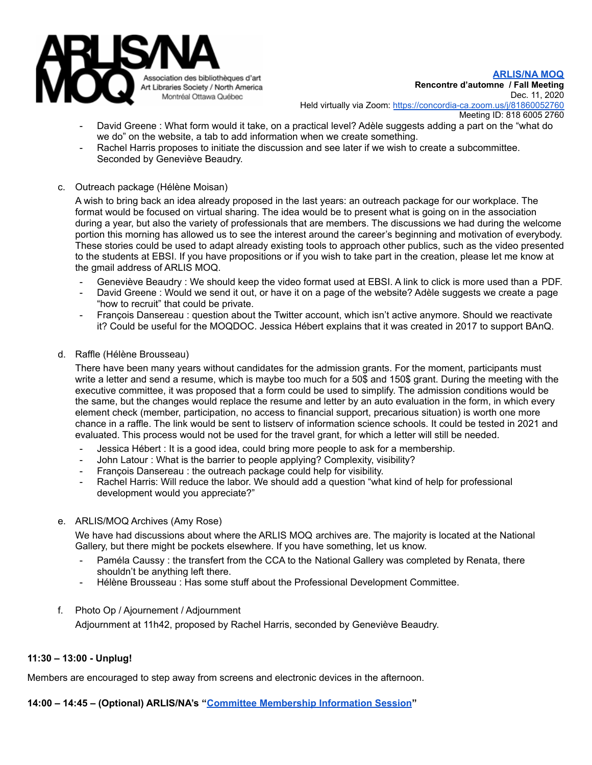- David Greene : What form would it take, on a practical level? Adèle suggests adding a part on the “what do we do” on the website, a tab to add information when we create something.
- Rachel Harris proposes to initiate the discussion and see later if we wish to create a subcommittee. Seconded by Geneviève Beaudry.

c. Outreach package (Hélène Moisan)

A wish to bring back an idea already proposed in the last years: an outreach package for our workplace. The format would be focused on virtual sharing. The idea would be to present what is going on in the association during a year, but also the variety of professionals that are members. The discussions we had during the welcome portion this morning has allowed us to see the interest around the career’s beginning and motivation of everybody. These stories could be used to adapt already existing tools to approach other publics, such as the video presented to the students at EBSI. If you have propositions or if you wish to take part in the creation, please let me know at the gmail address of ARLIS MOQ.

- Geneviève Beaudry : We should keep the video format used at EBSI. A link to click is more used than a PDF.
- David Greene : Would we send it out, or have it on a page of the website? Adèle suggests we create a page “how to recruit” that could be private.
- François Dansereau : question about the Twitter account, which isn’t active anymore. Should we reactivate it? Could be useful for the MOQDOC. Jessica Hébert explains that it was created in 2017 to support BAnQ.

d. Raffle (Hélène Brousseau)

There have been many years without candidates for the admission grants. For the moment, participants must write a letter and send a resume, which is maybe too much for a 50$ and 150$ grant. During the meeting with the executive committee, it was proposed that a form could be used to simplify. The admission conditions would be the same, but the changes would replace the resume and letter by an auto evaluation in the form, in which every element check (member, participation, no access to financial support, precarious situation) is worth one more chance in a raffle. The link would be sent to listserv of information science schools. It could be tested in 2021 and evaluated. This process would not be used for the travel grant, for which a letter will still be needed.

- Jessica Hébert : It is a good idea, could bring more people to ask for a membership.
- John Latour : What is the barrier to people applying? Complexity, visibility?
- François Dansereau : the outreach package could help for visibility.
- Rachel Harris: Will reduce the labor. We should add a question “what kind of help for professional development would you appreciate?”

e. ARLIS/MOQ Archives (Amy Rose)

We have had discussions about where the ARLIS MOQ archives are. The majority is located at the National Gallery, but there might be pockets elsewhere. If you have something, let us know.

- Paméla Caussy : the transfert from the CCA to the National Gallery was completed by Renata, there shouldn’t be anything left there.
- Hélène Brousseau : Has some stuff about the Professional Development Committee.

f. Photo Op / Ajournement / Adjournment

Adjournment at 11h42, proposed by Rachel Harris, seconded by Geneviève Beaudry.

**11:30 – 13:00 - Unplug!**

Members are encouraged to step away from screens and electronic devices in the afternoon.

**14:00 – 14:45 – (Optional) ARLIS/NA’s “Committee Membership Information Session”**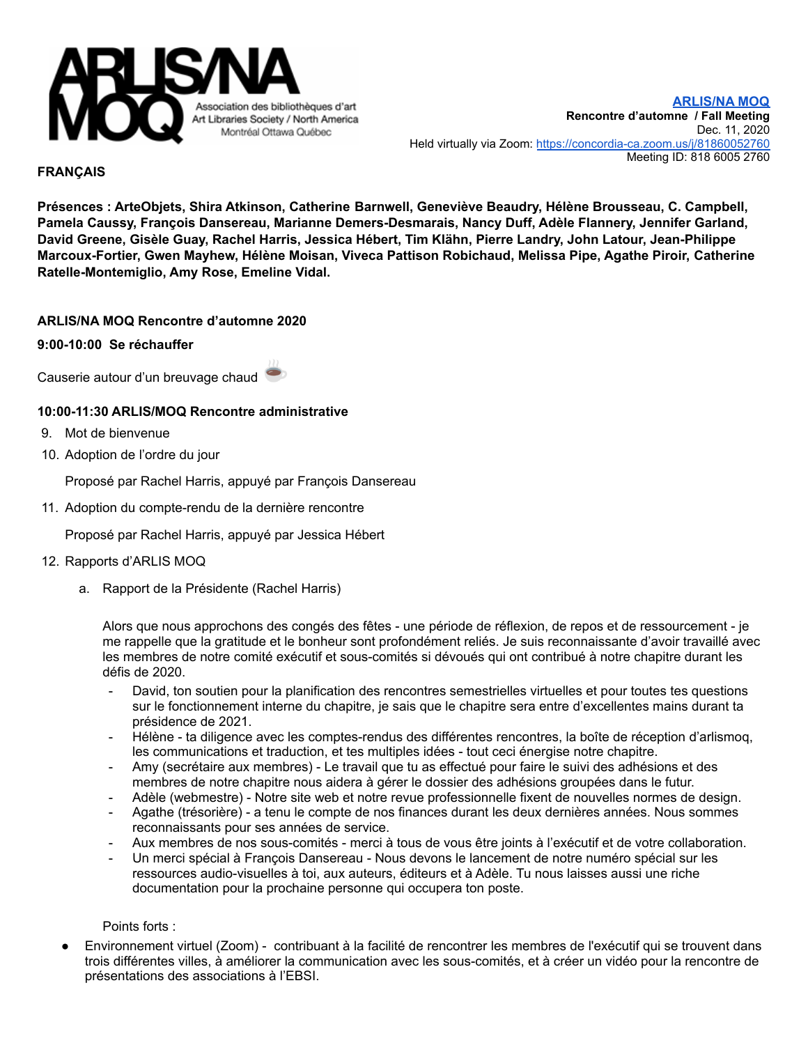**ARLIS/NA MOQ**
**Rencontre d'automne / Fall Meeting**
Dec. 11, 2020
Held virtually via Zoom: https://concordia-ca.zoom.us/j/81860052760
Meeting ID: 818 6005 2760

**FRANÇAIS**

**Présences : ArteObjets, Shira Atkinson, Catherine Barnwell, Geneviève Beaudry, Hélène Brousseau, C. Campbell, Pamela Caussy, François Dansereau, Marianne Demers-Desmarais, Nancy Duff, Adèle Flannery, Jennifer Garland, David Greene, Gisèle Guay, Rachel Harris, Jessica Hébert, Tim Klähn, Pierre Landry, John Latour, Jean-Philippe Marcoux-Fortier, Gwen Mayhew, Hélène Moisan, Viveca Pattison Robichaud, Melissa Pipe, Agathe Piroir, Catherine Ratelle-Montemiglio, Amy Rose, Emeline Vidal.**

**ARLIS/NA MOQ Rencontre d'automne 2020**

**9:00-10:00 Se réchauffer**

Causerie autour d'un breuvage chaud ☕

**10:00-11:30 ARLIS/MOQ Rencontre administrative**

9. Mot de bienvenue
10. Adoption de l'ordre du jour

    Proposé par Rachel Harris, appuyé par François Dansereau

11. Adoption du compte-rendu de la dernière rencontre

    Proposé par Rachel Harris, appuyé par Jessica Hébert

12. Rapports d'ARLIS MOQ

    a. Rapport de la Présidente (Rachel Harris)

    Alors que nous approchons des congés des fêtes - une période de réflexion, de repos et de ressourcement - je me rappelle que la gratitude et le bonheur sont profondément reliés. Je suis reconnaissante d'avoir travaillé avec les membres de notre comité exécutif et sous-comités si dévoués qui ont contribué à notre chapitre durant les défis de 2020.

    - David, ton soutien pour la planification des rencontres semestrielles virtuelles et pour toutes tes questions sur le fonctionnement interne du chapitre, je sais que le chapitre sera entre d'excellentes mains durant ta présidence de 2021.
    - Hélène - ta diligence avec les comptes-rendus des différentes rencontres, la boîte de réception d'arlismoq, les communications et traduction, et tes multiples idées - tout ceci énergise notre chapitre.
    - Amy (secrétaire aux membres) - Le travail que tu as effectué pour faire le suivi des adhésions et des membres de notre chapitre nous aidera à gérer le dossier des adhésions groupées dans le futur.
    - Adèle (webmestre) - Notre site web et notre revue professionnelle fixent de nouvelles normes de design.
    - Agathe (trésorière) - a tenu le compte de nos finances durant les deux dernières années. Nous sommes reconnaissants pour ses années de service.
    - Aux membres de nos sous-comités - merci à tous de vous être joints à l'exécutif et de votre collaboration.
    - Un merci spécial à François Dansereau - Nous devons le lancement de notre numéro spécial sur les ressources audio-visuelles à toi, aux auteurs, éditeurs et à Adèle. Tu nous laisses aussi une riche documentation pour la prochaine personne qui occupera ton poste.

    Points forts :

- Environnement virtuel (Zoom) - contribuant à la facilité de rencontrer les membres de l'exécutif qui se trouvent dans trois différentes villes, à améliorer la communication avec les sous-comités, et à créer un vidéo pour la rencontre de présentations des associations à l'EBSI.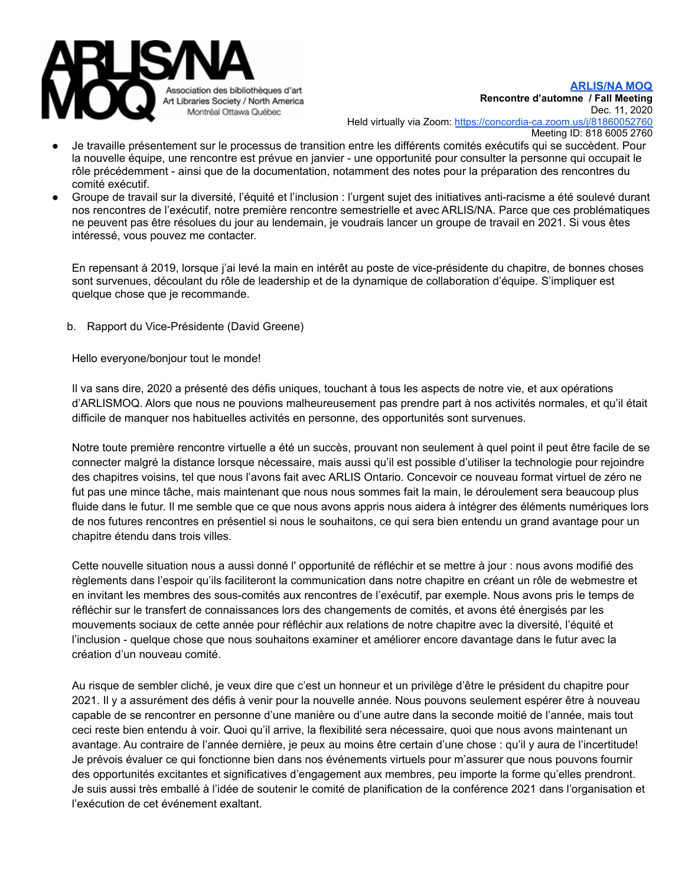- Je travaille présentement sur le processus de transition entre les différents comités exécutifs qui se succèdent. Pour la nouvelle équipe, une rencontre est prévue en janvier - une opportunité pour consulter la personne qui occupait le rôle précédemment - ainsi que de la documentation, notamment des notes pour la préparation des rencontres du comité exécutif.
- Groupe de travail sur la diversité, l'équité et l'inclusion : l'urgent sujet des initiatives anti-racisme a été soulevé durant nos rencontres de l'exécutif, notre première rencontre semestrielle et avec ARLIS/NA. Parce que ces problématiques ne peuvent pas être résolues du jour au lendemain, je voudrais lancer un groupe de travail en 2021. Si vous êtes intéressé, vous pouvez me contacter.

En repensant à 2019, lorsque j'ai levé la main en intérêt au poste de vice-présidente du chapitre, de bonnes choses sont survenues, découlant du rôle de leadership et de la dynamique de collaboration d'équipe. S'impliquer est quelque chose que je recommande.

b. Rapport du Vice-Présidente (David Greene)

Hello everyone/bonjour tout le monde!

Il va sans dire, 2020 a présenté des défis uniques, touchant à tous les aspects de notre vie, et aux opérations d'ARLISMOQ. Alors que nous ne pouvions malheureusement pas prendre part à nos activités normales, et qu'il était difficile de manquer nos habituelles activités en personne, des opportunités sont survenues.

Notre toute première rencontre virtuelle a été un succès, prouvant non seulement à quel point il peut être facile de se connecter malgré la distance lorsque nécessaire, mais aussi qu'il est possible d'utiliser la technologie pour rejoindre des chapitres voisins, tel que nous l'avons fait avec ARLIS Ontario. Concevoir ce nouveau format virtuel de zéro ne fut pas une mince tâche, mais maintenant que nous nous sommes fait la main, le déroulement sera beaucoup plus fluide dans le futur. Il me semble que ce que nous avons appris nous aidera à intégrer des éléments numériques lors de nos futures rencontres en présentiel si nous le souhaitons, ce qui sera bien entendu un grand avantage pour un chapitre étendu dans trois villes.

Cette nouvelle situation nous a aussi donné l' opportunité de réfléchir et se mettre à jour : nous avons modifié des règlements dans l'espoir qu'ils faciliteront la communication dans notre chapitre en créant un rôle de webmestre et en invitant les membres des sous-comités aux rencontres de l'exécutif, par exemple. Nous avons pris le temps de réfléchir sur le transfert de connaissances lors des changements de comités, et avons été énergisés par les mouvements sociaux de cette année pour réfléchir aux relations de notre chapitre avec la diversité, l'équité et l'inclusion - quelque chose que nous souhaitons examiner et améliorer encore davantage dans le futur avec la création d'un nouveau comité.

Au risque de sembler cliché, je veux dire que c'est un honneur et un privilège d'être le président du chapitre pour 2021. Il y a assurément des défis à venir pour la nouvelle année. Nous pouvons seulement espérer être à nouveau capable de se rencontrer en personne d'une manière ou d'une autre dans la seconde moitié de l'année, mais tout ceci reste bien entendu à voir. Quoi qu'il arrive, la flexibilité sera nécessaire, quoi que nous avons maintenant un avantage. Au contraire de l'année dernière, je peux au moins être certain d'une chose : qu'il y aura de l'incertitude! Je prévois évaluer ce qui fonctionne bien dans nos événements virtuels pour m'assurer que nous pouvons fournir des opportunités excitantes et significatives d'engagement aux membres, peu importe la forme qu'elles prendront. Je suis aussi très emballé à l'idée de soutenir le comité de planification de la conférence 2021 dans l'organisation et l'exécution de cet événement exaltant.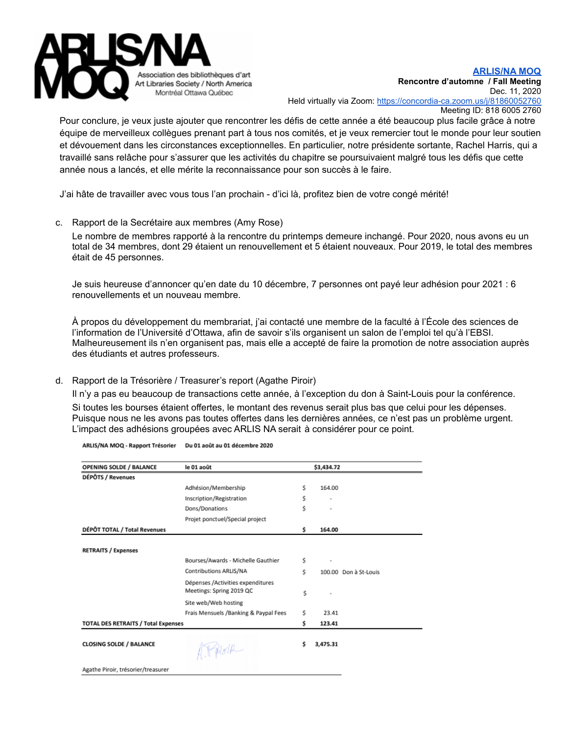Pour conclure, je veux juste ajouter que rencontrer les défis de cette année a été beaucoup plus facile grâce à notre équipe de merveilleux collègues prenant part à tous nos comités, et je veux remercier tout le monde pour leur soutien et dévouement dans les circonstances exceptionnelles. En particulier, notre présidente sortante, Rachel Harris, qui a travaillé sans relâche pour s'assurer que les activités du chapitre se poursuivaient malgré tous les défis que cette année nous a lancés, et elle mérite la reconnaissance pour son succès à le faire.

J'ai hâte de travailler avec vous tous l'an prochain - d'ici là, profitez bien de votre congé mérité!

c. Rapport de la Secrétaire aux membres (Amy Rose)

Le nombre de membres rapporté à la rencontre du printemps demeure inchangé. Pour 2020, nous avons eu un total de 34 membres, dont 29 étaient un renouvellement et 5 étaient nouveaux. Pour 2019, le total des membres était de 45 personnes.

Je suis heureuse d'annoncer qu'en date du 10 décembre, 7 personnes ont payé leur adhésion pour 2021 : 6 renouvellements et un nouveau membre.

À propos du développement du membrariat, j'ai contacté une membre de la faculté à l'École des sciences de l'information de l'Université d'Ottawa, afin de savoir s'ils organisent un salon de l'emploi tel qu'à l'EBSI. Malheureusement ils n'en organisent pas, mais elle a accepté de faire la promotion de notre association auprès des étudiants et autres professeurs.

d. Rapport de la Trésorière / Treasurer's report (Agathe Piroir)

Il n'y a pas eu beaucoup de transactions cette année, à l'exception du don à Saint-Louis pour la conférence.

Si toutes les bourses étaient offertes, le montant des revenus serait plus bas que celui pour les dépenses. Puisque nous ne les avons pas toutes offertes dans les dernières années, ce n'est pas un problème urgent. L'impact des adhésions groupées avec ARLIS NA serait à considérer pour ce point.

**ARLIS/NA MOQ - Rapport Trésorier** **Du 01 août au 01 décembre 2020**

| | | | | |
|---|---|---|---|---|
| **OPENING SOLDE / BALANCE** | **le 01 août** | | **$3,434.72** | |
| **DÉPÔTS / Revenues** | | | | |
| | Adhésion/Membership | $ | 164.00 | |
| | Inscription/Registration | $ | - | |
| | Dons/Donations | $ | - | |
| | Projet ponctuel/Special project | | | |
| **DÉPÔT TOTAL / Total Revenues** | | **$** | **164.00** | |
| **RETRAITS / Expenses** | | | | |
| | Bourses/Awards - Michelle Gauthier | $ | - | |
| | Contributions ARLIS/NA | $ | 100.00 | Don à St-Louis |
| | Dépenses /Activities expenditures Meetings: Spring 2019 QC | $ | - | |
| | Site web/Web hosting | | | |
| | Frais Mensuels /Banking & Paypal Fees | $ | 23.41 | |
| **TOTAL DES RETRAITS / Total Expenses** | | **$** | **123.41** | |
| **CLOSING SOLDE / BALANCE** | | **$** | **3,475.31** | |

A. Piroir

Agathe Piroir, trésorier/treasurer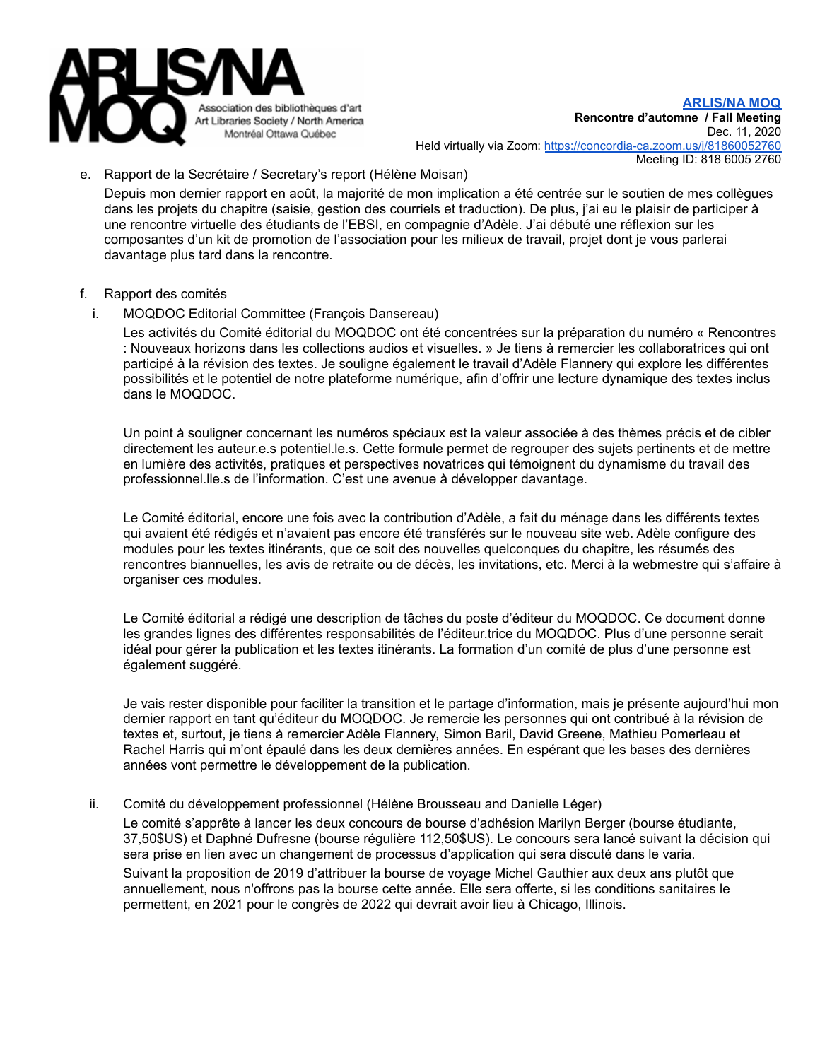e. Rapport de la Secrétaire / Secretary's report (Hélène Moisan)

Depuis mon dernier rapport en août, la majorité de mon implication a été centrée sur le soutien de mes collègues dans les projets du chapitre (saisie, gestion des courriels et traduction). De plus, j'ai eu le plaisir de participer à une rencontre virtuelle des étudiants de l'EBSI, en compagnie d'Adèle. J'ai débuté une réflexion sur les composantes d'un kit de promotion de l'association pour les milieux de travail, projet dont je vous parlerai davantage plus tard dans la rencontre.

f. Rapport des comités

i. MOQDOC Editorial Committee (François Dansereau)

Les activités du Comité éditorial du MOQDOC ont été concentrées sur la préparation du numéro « Rencontres : Nouveaux horizons dans les collections audios et visuelles. » Je tiens à remercier les collaboratrices qui ont participé à la révision des textes. Je souligne également le travail d'Adèle Flannery qui explore les différentes possibilités et le potentiel de notre plateforme numérique, afin d'offrir une lecture dynamique des textes inclus dans le MOQDOC.

Un point à souligner concernant les numéros spéciaux est la valeur associée à des thèmes précis et de cibler directement les auteur.e.s potentiel.le.s. Cette formule permet de regrouper des sujets pertinents et de mettre en lumière des activités, pratiques et perspectives novatrices qui témoignent du dynamisme du travail des professionnel.lle.s de l'information. C'est une avenue à développer davantage.

Le Comité éditorial, encore une fois avec la contribution d'Adèle, a fait du ménage dans les différents textes qui avaient été rédigés et n'avaient pas encore été transférés sur le nouveau site web. Adèle configure des modules pour les textes itinérants, que ce soit des nouvelles quelconques du chapitre, les résumés des rencontres biannuelles, les avis de retraite ou de décès, les invitations, etc. Merci à la webmestre qui s'affaire à organiser ces modules.

Le Comité éditorial a rédigé une description de tâches du poste d'éditeur du MOQDOC. Ce document donne les grandes lignes des différentes responsabilités de l'éditeur.trice du MOQDOC. Plus d'une personne serait idéal pour gérer la publication et les textes itinérants. La formation d'un comité de plus d'une personne est également suggéré.

Je vais rester disponible pour faciliter la transition et le partage d'information, mais je présente aujourd'hui mon dernier rapport en tant qu'éditeur du MOQDOC. Je remercie les personnes qui ont contribué à la révision de textes et, surtout, je tiens à remercier Adèle Flannery, Simon Baril, David Greene, Mathieu Pomerleau et Rachel Harris qui m'ont épaulé dans les deux dernières années. En espérant que les bases des dernières années vont permettre le développement de la publication.

ii. Comité du développement professionnel (Hélène Brousseau and Danielle Léger)

Le comité s'apprête à lancer les deux concours de bourse d'adhésion Marilyn Berger (bourse étudiante, 37,50$US) et Daphné Dufresne (bourse régulière 112,50$US). Le concours sera lancé suivant la décision qui sera prise en lien avec un changement de processus d'application qui sera discuté dans le varia.

Suivant la proposition de 2019 d'attribuer la bourse de voyage Michel Gauthier aux deux ans plutôt que annuellement, nous n'offrons pas la bourse cette année. Elle sera offerte, si les conditions sanitaires le permettent, en 2021 pour le congrès de 2022 qui devrait avoir lieu à Chicago, Illinois.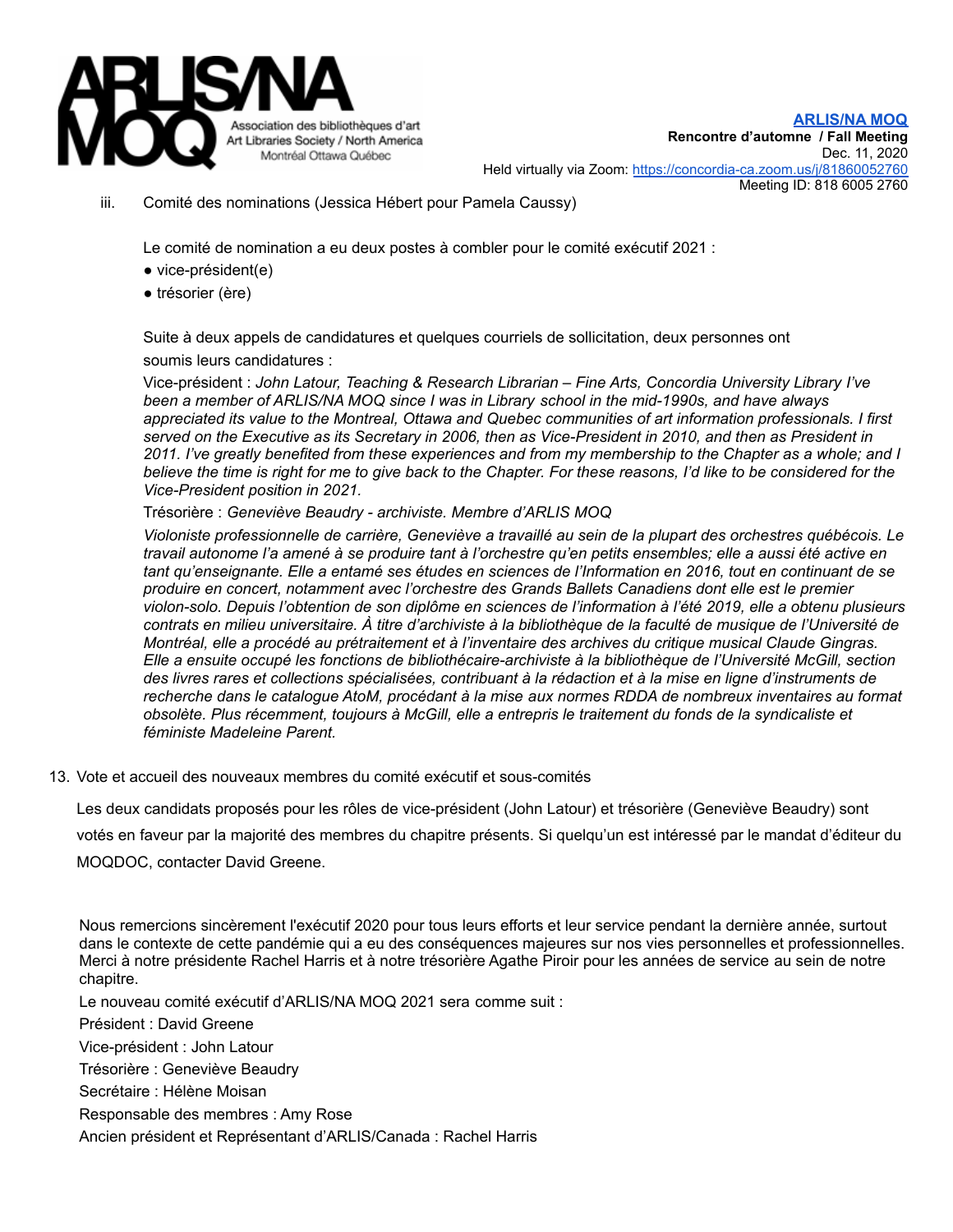iii. Comité des nominations (Jessica Hébert pour Pamela Caussy)

Le comité de nomination a eu deux postes à combler pour le comité exécutif 2021 :

- vice-président(e)
- trésorier (ère)

Suite à deux appels de candidatures et quelques courriels de sollicitation, deux personnes ont soumis leurs candidatures :

Vice-président : *John Latour, Teaching & Research Librarian – Fine Arts, Concordia University Library I've been a member of ARLIS/NA MOQ since I was in Library school in the mid-1990s, and have always appreciated its value to the Montreal, Ottawa and Quebec communities of art information professionals. I first served on the Executive as its Secretary in 2006, then as Vice-President in 2010, and then as President in 2011. I've greatly benefited from these experiences and from my membership to the Chapter as a whole; and I believe the time is right for me to give back to the Chapter. For these reasons, I'd like to be considered for the Vice-President position in 2021.*

Trésorière : *Geneviève Beaudry - archiviste. Membre d'ARLIS MOQ*

*Violoniste professionnelle de carrière, Geneviève a travaillé au sein de la plupart des orchestres québécois. Le travail autonome l'a amené à se produire tant à l'orchestre qu'en petits ensembles; elle a aussi été active en tant qu'enseignante. Elle a entamé ses études en sciences de l'Information en 2016, tout en continuant de se produire en concert, notamment avec l'orchestre des Grands Ballets Canadiens dont elle est le premier violon-solo. Depuis l'obtention de son diplôme en sciences de l'information à l'été 2019, elle a obtenu plusieurs contrats en milieu universitaire. À titre d'archiviste à la bibliothèque de la faculté de musique de l'Université de Montréal, elle a procédé au prétraitement et à l'inventaire des archives du critique musical Claude Gingras. Elle a ensuite occupé les fonctions de bibliothécaire-archiviste à la bibliothèque de l'Université McGill, section des livres rares et collections spécialisées, contribuant à la rédaction et à la mise en ligne d'instruments de recherche dans le catalogue AtoM, procédant à la mise aux normes RDDA de nombreux inventaires au format obsolète. Plus récemment, toujours à McGill, elle a entrepris le traitement du fonds de la syndicaliste et féministe Madeleine Parent.*

13. Vote et accueil des nouveaux membres du comité exécutif et sous-comités

Les deux candidats proposés pour les rôles de vice-président (John Latour) et trésorière (Geneviève Beaudry) sont votés en faveur par la majorité des membres du chapitre présents. Si quelqu'un est intéressé par le mandat d'éditeur du MOQDOC, contacter David Greene.

Nous remercions sincèrement l'exécutif 2020 pour tous leurs efforts et leur service pendant la dernière année, surtout dans le contexte de cette pandémie qui a eu des conséquences majeures sur nos vies personnelles et professionnelles. Merci à notre présidente Rachel Harris et à notre trésorière Agathe Piroir pour les années de service au sein de notre chapitre.

Le nouveau comité exécutif d'ARLIS/NA MOQ 2021 sera comme suit :

Président : David Greene

Vice-président : John Latour

Trésorière : Geneviève Beaudry

Secrétaire : Hélène Moisan

Responsable des membres : Amy Rose

Ancien président et Représentant d'ARLIS/Canada : Rachel Harris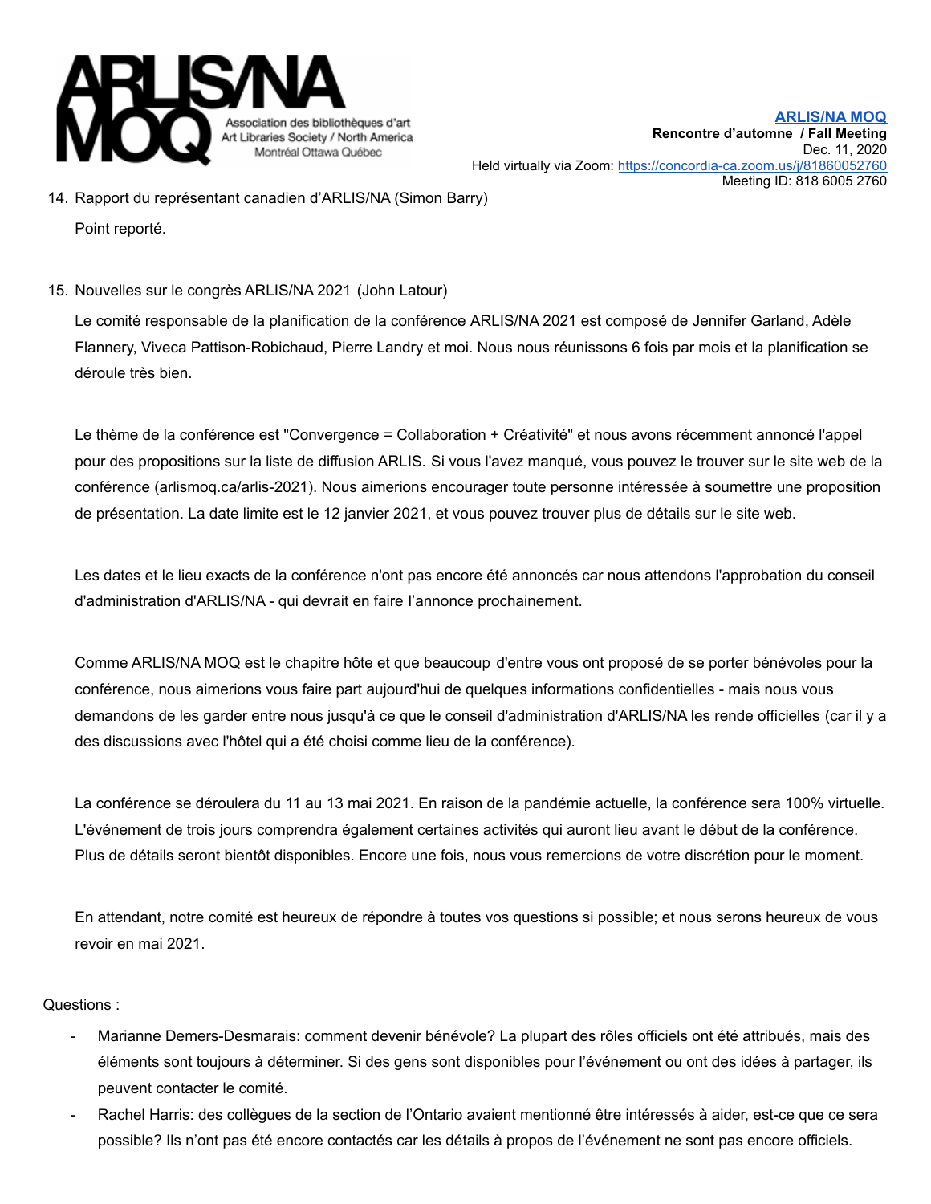14. Rapport du représentant canadien d'ARLIS/NA (Simon Barry)

    Point reporté.

15. Nouvelles sur le congrès ARLIS/NA 2021 (John Latour)

    Le comité responsable de la planification de la conférence ARLIS/NA 2021 est composé de Jennifer Garland, Adèle Flannery, Viveca Pattison-Robichaud, Pierre Landry et moi. Nous nous réunissons 6 fois par mois et la planification se déroule très bien.

    Le thème de la conférence est "Convergence = Collaboration + Créativité" et nous avons récemment annoncé l'appel pour des propositions sur la liste de diffusion ARLIS. Si vous l'avez manqué, vous pouvez le trouver sur le site web de la conférence (arlismoq.ca/arlis-2021). Nous aimerions encourager toute personne intéressée à soumettre une proposition de présentation. La date limite est le 12 janvier 2021, et vous pouvez trouver plus de détails sur le site web.

    Les dates et le lieu exacts de la conférence n'ont pas encore été annoncés car nous attendons l'approbation du conseil d'administration d'ARLIS/NA - qui devrait en faire l'annonce prochainement.

    Comme ARLIS/NA MOQ est le chapitre hôte et que beaucoup d'entre vous ont proposé de se porter bénévoles pour la conférence, nous aimerions vous faire part aujourd'hui de quelques informations confidentielles - mais nous vous demandons de les garder entre nous jusqu'à ce que le conseil d'administration d'ARLIS/NA les rende officielles (car il y a des discussions avec l'hôtel qui a été choisi comme lieu de la conférence).

    La conférence se déroulera du 11 au 13 mai 2021. En raison de la pandémie actuelle, la conférence sera 100% virtuelle. L'événement de trois jours comprendra également certaines activités qui auront lieu avant le début de la conférence. Plus de détails seront bientôt disponibles. Encore une fois, nous vous remercions de votre discrétion pour le moment.

    En attendant, notre comité est heureux de répondre à toutes vos questions si possible; et nous serons heureux de vous revoir en mai 2021.

Questions :

- Marianne Demers-Desmarais: comment devenir bénévole? La plupart des rôles officiels ont été attribués, mais des éléments sont toujours à déterminer. Si des gens sont disponibles pour l'événement ou ont des idées à partager, ils peuvent contacter le comité.
- Rachel Harris: des collègues de la section de l'Ontario avaient mentionné être intéressés à aider, est-ce que ce sera possible? Ils n'ont pas été encore contactés car les détails à propos de l'événement ne sont pas encore officiels.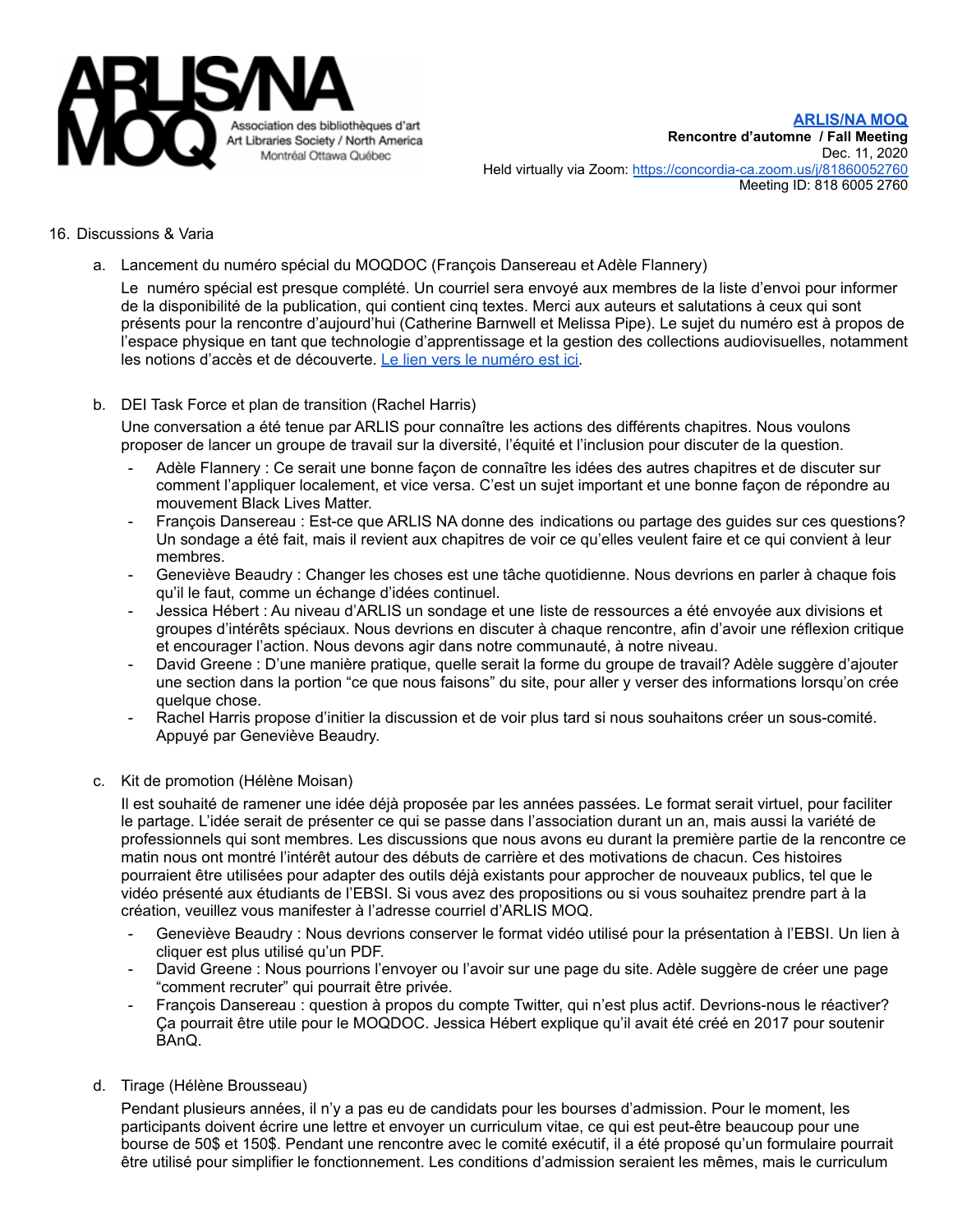**[ARLIS/NA MOQ](#)**
**Rencontre d'automne / Fall Meeting**
Dec. 11, 2020
Held virtually via Zoom: [https://concordia-ca.zoom.us/j/81860052760](https://concordia-ca.zoom.us/j/81860052760)
Meeting ID: 818 6005 2760

16. Discussions & Varia

    a. Lancement du numéro spécial du MOQDOC (François Dansereau et Adèle Flannery)

    Le numéro spécial est presque complété. Un courriel sera envoyé aux membres de la liste d'envoi pour informer de la disponibilité de la publication, qui contient cinq textes. Merci aux auteurs et salutations à ceux qui sont présents pour la rencontre d'aujourd'hui (Catherine Barnwell et Melissa Pipe). Le sujet du numéro est à propos de l'espace physique en tant que technologie d'apprentissage et la gestion des collections audiovisuelles, notamment les notions d'accès et de découverte. [Le lien vers le numéro est ici](#).

    b. DEI Task Force et plan de transition (Rachel Harris)

    Une conversation a été tenue par ARLIS pour connaître les actions des différents chapitres. Nous voulons proposer de lancer un groupe de travail sur la diversité, l'équité et l'inclusion pour discuter de la question.

    - Adèle Flannery : Ce serait une bonne façon de connaître les idées des autres chapitres et de discuter sur comment l'appliquer localement, et vice versa. C'est un sujet important et une bonne façon de répondre au mouvement Black Lives Matter.
    - François Dansereau : Est-ce que ARLIS NA donne des indications ou partage des guides sur ces questions? Un sondage a été fait, mais il revient aux chapitres de voir ce qu'elles veulent faire et ce qui convient à leur membres.
    - Geneviève Beaudry : Changer les choses est une tâche quotidienne. Nous devrions en parler à chaque fois qu'il le faut, comme un échange d'idées continuel.
    - Jessica Hébert : Au niveau d'ARLIS un sondage et une liste de ressources a été envoyée aux divisions et groupes d'intérêts spéciaux. Nous devrions en discuter à chaque rencontre, afin d'avoir une réflexion critique et encourager l'action. Nous devons agir dans notre communauté, à notre niveau.
    - David Greene : D'une manière pratique, quelle serait la forme du groupe de travail? Adèle suggère d'ajouter une section dans la portion "ce que nous faisons" du site, pour aller y verser des informations lorsqu'on crée quelque chose.
    - Rachel Harris propose d'initier la discussion et de voir plus tard si nous souhaitons créer un sous-comité. Appuyé par Geneviève Beaudry.

    c. Kit de promotion (Hélène Moisan)

    Il est souhaité de ramener une idée déjà proposée par les années passées. Le format serait virtuel, pour faciliter le partage. L'idée serait de présenter ce qui se passe dans l'association durant un an, mais aussi la variété de professionnels qui sont membres. Les discussions que nous avons eu durant la première partie de la rencontre ce matin nous ont montré l'intérêt autour des débuts de carrière et des motivations de chacun. Ces histoires pourraient être utilisées pour adapter des outils déjà existants pour approcher de nouveaux publics, tel que le vidéo présenté aux étudiants de l'EBSI. Si vous avez des propositions ou si vous souhaitez prendre part à la création, veuillez vous manifester à l'adresse courriel d'ARLIS MOQ.

    - Geneviève Beaudry : Nous devrions conserver le format vidéo utilisé pour la présentation à l'EBSI. Un lien à cliquer est plus utilisé qu'un PDF.
    - David Greene : Nous pourrions l'envoyer ou l'avoir sur une page du site. Adèle suggère de créer une page "comment recruter" qui pourrait être privée.
    - François Dansereau : question à propos du compte Twitter, qui n'est plus actif. Devrions-nous le réactiver? Ça pourrait être utile pour le MOQDOC. Jessica Hébert explique qu'il avait été créé en 2017 pour soutenir BAnQ.

    d. Tirage (Hélène Brousseau)

    Pendant plusieurs années, il n'y a pas eu de candidats pour les bourses d'admission. Pour le moment, les participants doivent écrire une lettre et envoyer un curriculum vitae, ce qui est peut-être beaucoup pour une bourse de 50$ et 150$. Pendant une rencontre avec le comité exécutif, il a été proposé qu'un formulaire pourrait être utilisé pour simplifier le fonctionnement. Les conditions d'admission seraient les mêmes, mais le curriculum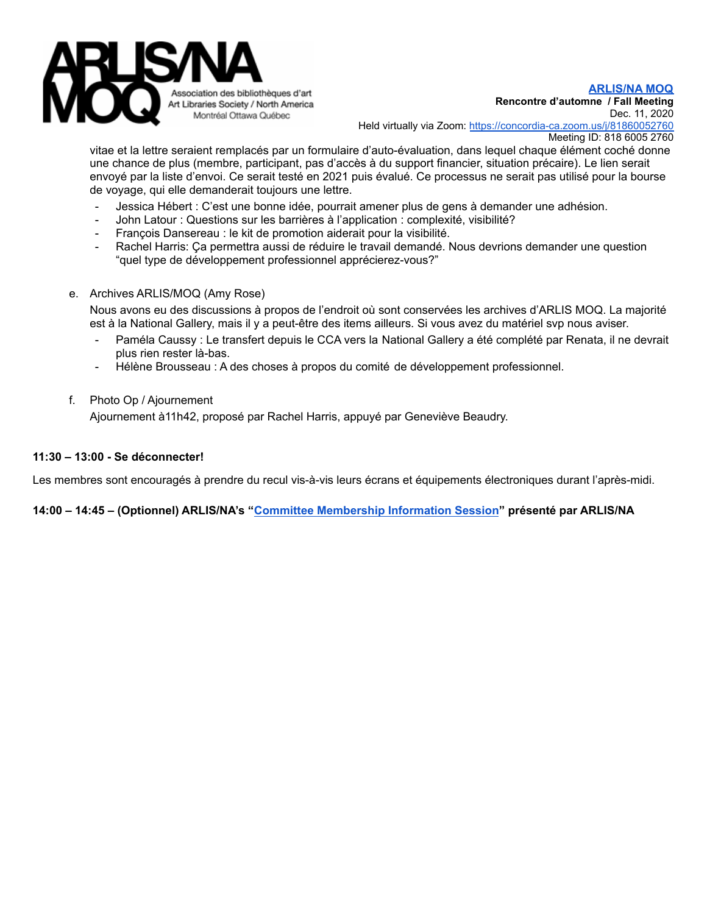vitae et la lettre seraient remplacés par un formulaire d'auto-évaluation, dans lequel chaque élément coché donne une chance de plus (membre, participant, pas d'accès à du support financier, situation précaire). Le lien serait envoyé par la liste d'envoi. Ce serait testé en 2021 puis évalué. Ce processus ne serait pas utilisé pour la bourse de voyage, qui elle demanderait toujours une lettre.

- Jessica Hébert : C'est une bonne idée, pourrait amener plus de gens à demander une adhésion.
- John Latour : Questions sur les barrières à l'application : complexité, visibilité?
- François Dansereau : le kit de promotion aiderait pour la visibilité.
- Rachel Harris: Ça permettra aussi de réduire le travail demandé. Nous devrions demander une question "quel type de développement professionnel apprécierez-vous?"

e. Archives ARLIS/MOQ (Amy Rose)

Nous avons eu des discussions à propos de l'endroit où sont conservées les archives d'ARLIS MOQ. La majorité est à la National Gallery, mais il y a peut-être des items ailleurs. Si vous avez du matériel svp nous aviser.

- Paméla Caussy : Le transfert depuis le CCA vers la National Gallery a été complété par Renata, il ne devrait plus rien rester là-bas.
- Hélène Brousseau : A des choses à propos du comité de développement professionnel.

f. Photo Op / Ajournement

Ajournement à11h42, proposé par Rachel Harris, appuyé par Geneviève Beaudry.

**11:30 – 13:00 - Se déconnecter!**

Les membres sont encouragés à prendre du recul vis-à-vis leurs écrans et équipements électroniques durant l'après-midi.

**14:00 – 14:45 – (Optionnel) ARLIS/NA's "Committee Membership Information Session" présenté par ARLIS/NA**